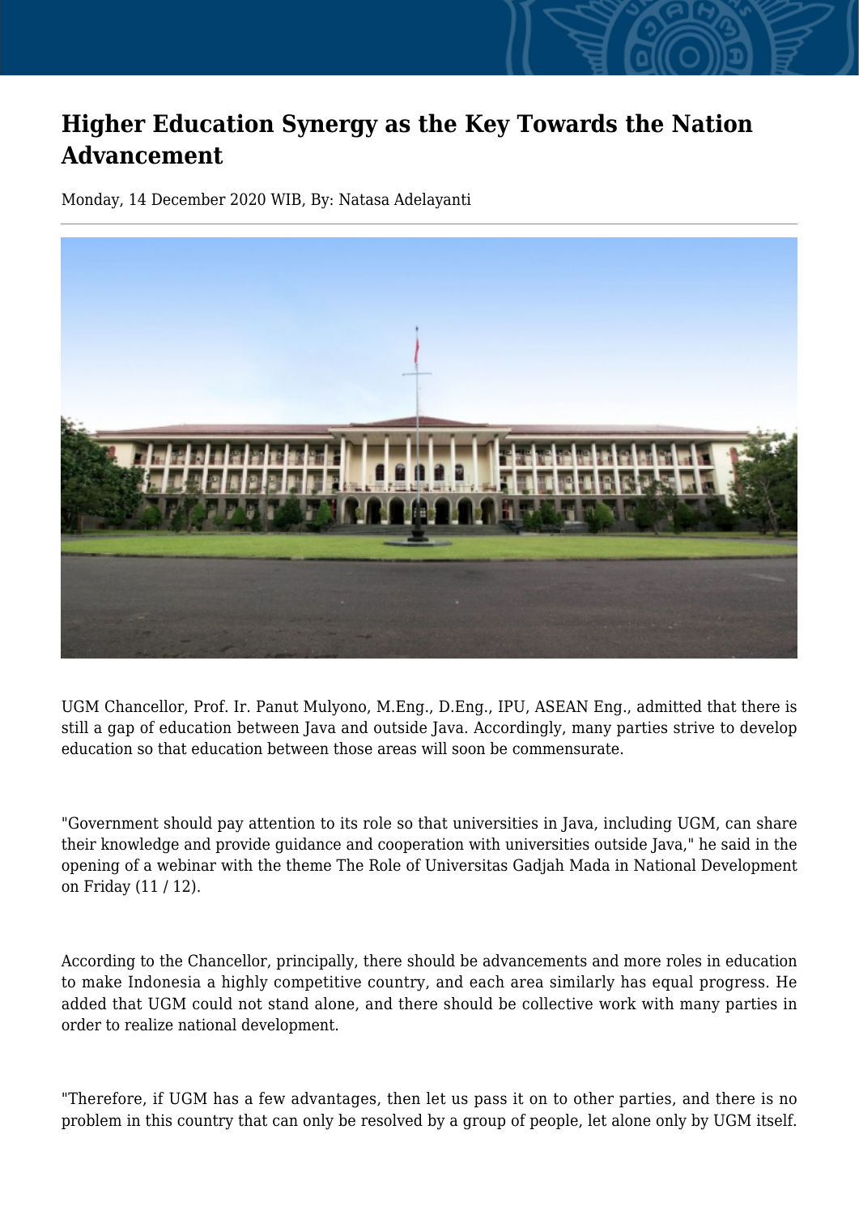# Higher Education Synergy as the Key Towards the Nation Advancement

Monday, 14 December 2020 WIB, By: Natasa Adelayanti

UGM Chancellor, Prof. Ir. Panut Mulyono, M.Eng., D.Eng., IPU, ASEAN Eng., admitted that there is still a gap of education between Java and outside Java. Accordingly, many parties strive to develop education so that education between those areas will soon be commensurate.

"Government should pay attention to its role so that universities in Java, including UGM, can share their knowledge and provide guidance and cooperation with universities outside Java," he said in the opening of a webinar with the theme The Role of Universitas Gadjah Mada in National Development on Friday (11 / 12).

According to the Chancellor, principally, there should be advancements and more roles in education to make Indonesia a highly competitive country, and each area similarly has equal progress. He added that UGM could not stand alone, and there should be collective work with many parties in order to realize national development.

"Therefore, if UGM has a few advantages, then let us pass it on to other parties, and there is no problem in this country that can only be resolved by a group of people, let alone only by UGM itself.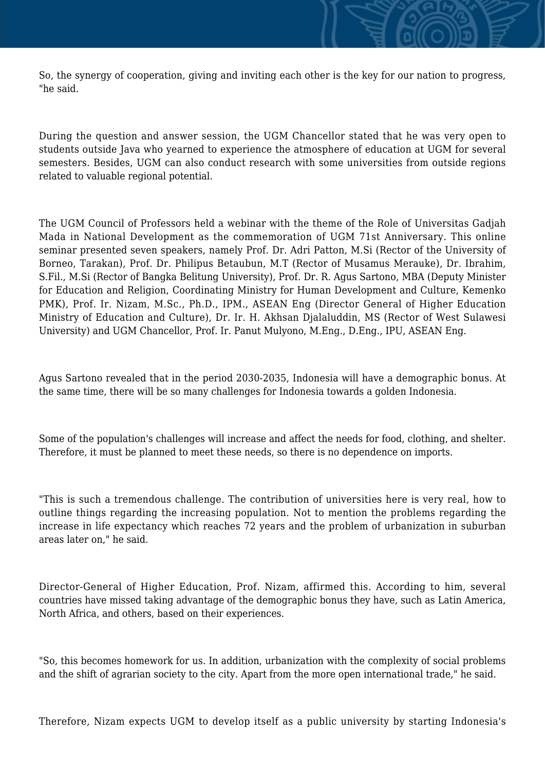So, the synergy of cooperation, giving and inviting each other is the key for our nation to progress, "he said.

During the question and answer session, the UGM Chancellor stated that he was very open to students outside Java who yearned to experience the atmosphere of education at UGM for several semesters. Besides, UGM can also conduct research with some universities from outside regions related to valuable regional potential.

The UGM Council of Professors held a webinar with the theme of the Role of Universitas Gadjah Mada in National Development as the commemoration of UGM 71st Anniversary. This online seminar presented seven speakers, namely Prof. Dr. Adri Patton, M.Si (Rector of the University of Borneo, Tarakan), Prof. Dr. Philipus Betaubun, M.T (Rector of Musamus Merauke), Dr. Ibrahim, S.Fil., M.Si (Rector of Bangka Belitung University), Prof. Dr. R. Agus Sartono, MBA (Deputy Minister for Education and Religion, Coordinating Ministry for Human Development and Culture, Kemenko PMK), Prof. Ir. Nizam, M.Sc., Ph.D., IPM., ASEAN Eng (Director General of Higher Education Ministry of Education and Culture), Dr. Ir. H. Akhsan Djalaluddin, MS (Rector of West Sulawesi University) and UGM Chancellor, Prof. Ir. Panut Mulyono, M.Eng., D.Eng., IPU, ASEAN Eng.

Agus Sartono revealed that in the period 2030-2035, Indonesia will have a demographic bonus. At the same time, there will be so many challenges for Indonesia towards a golden Indonesia.

Some of the population's challenges will increase and affect the needs for food, clothing, and shelter. Therefore, it must be planned to meet these needs, so there is no dependence on imports.

"This is such a tremendous challenge. The contribution of universities here is very real, how to outline things regarding the increasing population. Not to mention the problems regarding the increase in life expectancy which reaches 72 years and the problem of urbanization in suburban areas later on," he said.

Director-General of Higher Education, Prof. Nizam, affirmed this. According to him, several countries have missed taking advantage of the demographic bonus they have, such as Latin America, North Africa, and others, based on their experiences.

"So, this becomes homework for us. In addition, urbanization with the complexity of social problems and the shift of agrarian society to the city. Apart from the more open international trade," he said.

Therefore, Nizam expects UGM to develop itself as a public university by starting Indonesia's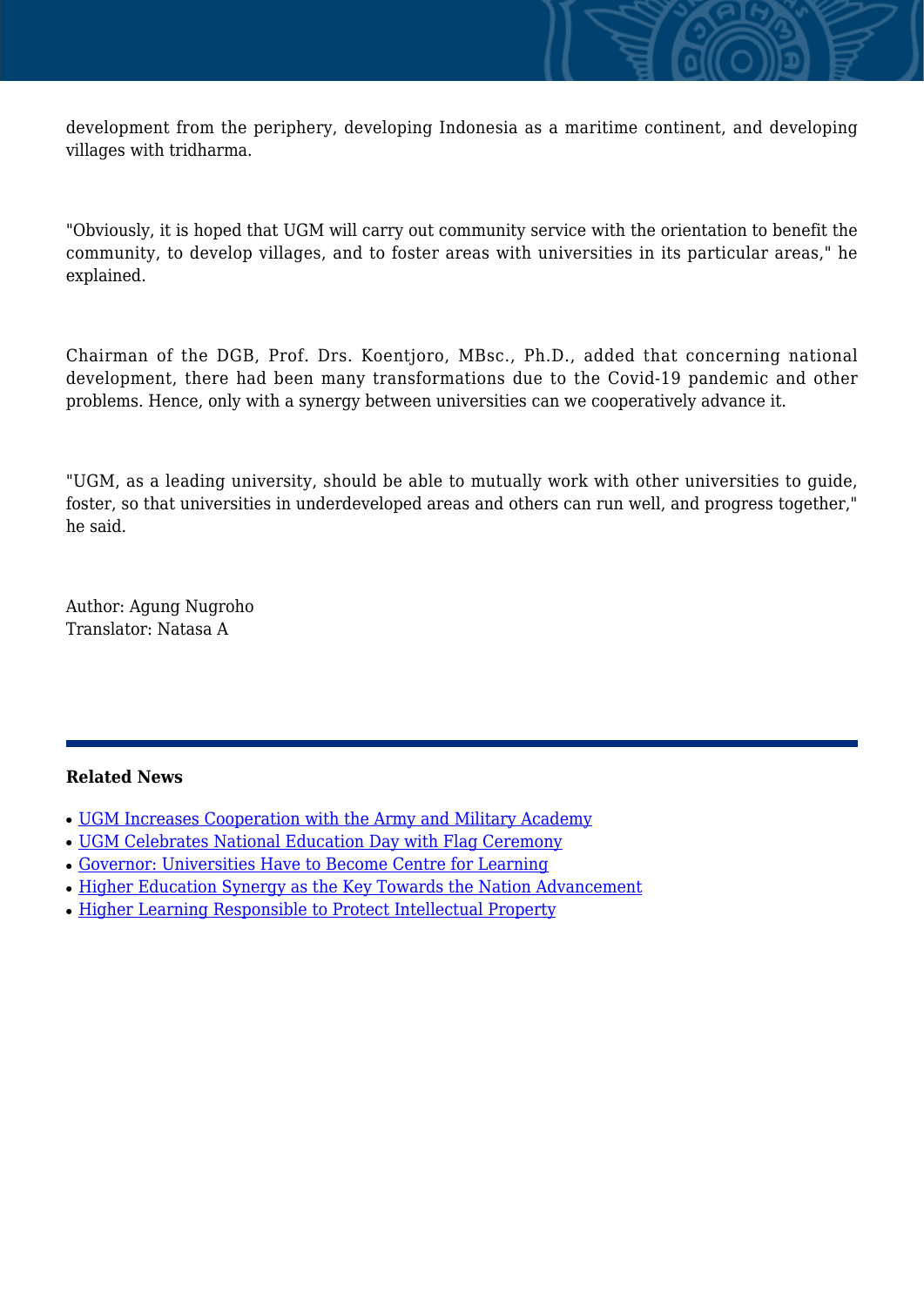development from the periphery, developing Indonesia as a maritime continent, and developing villages with tridharma.

"Obviously, it is hoped that UGM will carry out community service with the orientation to benefit the community, to develop villages, and to foster areas with universities in its particular areas," he explained.

Chairman of the DGB, Prof. Drs. Koentjoro, MBsc., Ph.D., added that concerning national development, there had been many transformations due to the Covid-19 pandemic and other problems. Hence, only with a synergy between universities can we cooperatively advance it.

"UGM, as a leading university, should be able to mutually work with other universities to guide, foster, so that universities in underdeveloped areas and others can run well, and progress together," he said.

Author: Agung Nugroho
Translator: Natasa A

---

**Related News**

- UGM Increases Cooperation with the Army and Military Academy
- UGM Celebrates National Education Day with Flag Ceremony
- Governor: Universities Have to Become Centre for Learning
- Higher Education Synergy as the Key Towards the Nation Advancement
- Higher Learning Responsible to Protect Intellectual Property